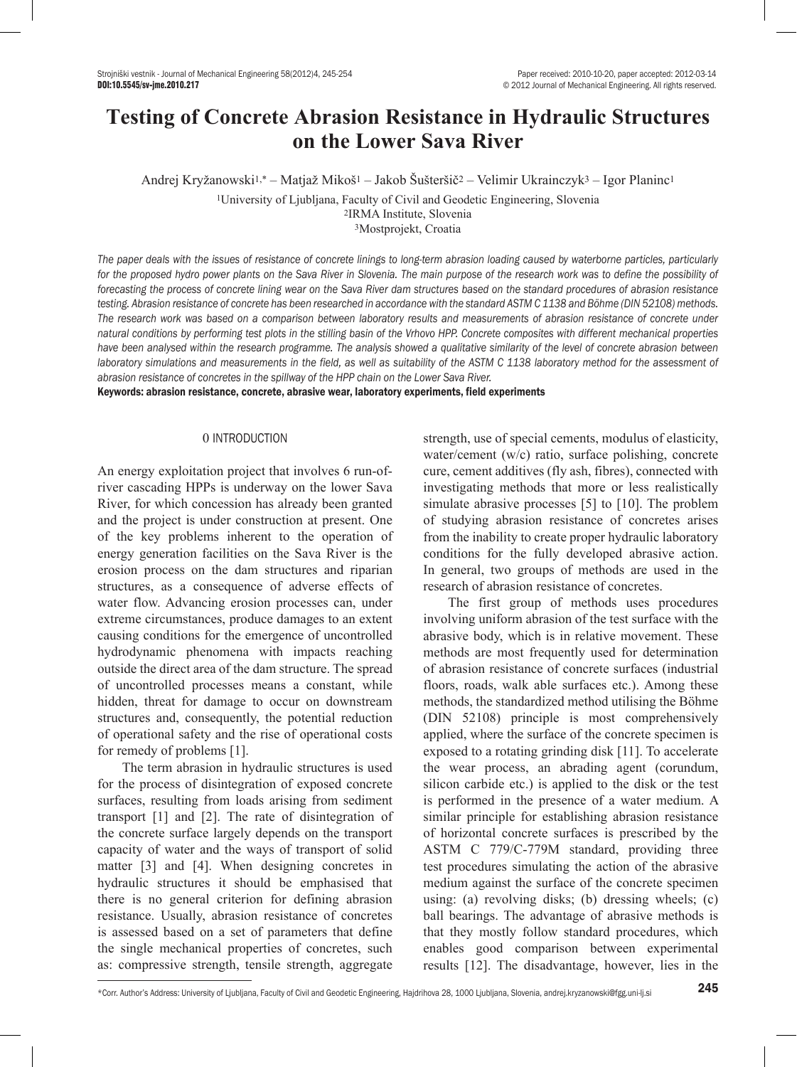# Testing of Concrete Abrasion Resistance in Hydraulic Structures on the Lower Sava River

Andrej Kryžanowski[1,*] – Matjaž Mikoš[1] – Jakob Šušteršič[2] – Velimir Ukrainczyk[3] – Igor Planinc[1]

[1]University of Ljubljana, Faculty of Civil and Geodetic Engineering, Slovenia
[2]IRMA Institute, Slovenia
[3]Mostprojekt, Croatia

*The paper deals with the issues of resistance of concrete linings to long-term abrasion loading caused by waterborne particles, particularly for the proposed hydro power plants on the Sava River in Slovenia. The main purpose of the research work was to define the possibility of forecasting the process of concrete lining wear on the Sava River dam structures based on the standard procedures of abrasion resistance testing. Abrasion resistance of concrete has been researched in accordance with the standard ASTM C 1138 and Böhme (DIN 52108) methods. The research work was based on a comparison between laboratory results and measurements of abrasion resistance of concrete under natural conditions by performing test plots in the stilling basin of the Vrhovo HPP. Concrete composites with different mechanical properties have been analysed within the research programme. The analysis showed a qualitative similarity of the level of concrete abrasion between laboratory simulations and measurements in the field, as well as suitability of the ASTM C 1138 laboratory method for the assessment of abrasion resistance of concretes in the spillway of the HPP chain on the Lower Sava River.*

**Keywords: abrasion resistance, concrete, abrasive wear, laboratory experiments, field experiments**

## 0 INTRODUCTION

An energy exploitation project that involves 6 run-of-river cascading HPPs is underway on the lower Sava River, for which concession has already been granted and the project is under construction at present. One of the key problems inherent to the operation of energy generation facilities on the Sava River is the erosion process on the dam structures and riparian structures, as a consequence of adverse effects of water flow. Advancing erosion processes can, under extreme circumstances, produce damages to an extent causing conditions for the emergence of uncontrolled hydrodynamic phenomena with impacts reaching outside the direct area of the dam structure. The spread of uncontrolled processes means a constant, while hidden, threat for damage to occur on downstream structures and, consequently, the potential reduction of operational safety and the rise of operational costs for remedy of problems [1].

The term abrasion in hydraulic structures is used for the process of disintegration of exposed concrete surfaces, resulting from loads arising from sediment transport [1] and [2]. The rate of disintegration of the concrete surface largely depends on the transport capacity of water and the ways of transport of solid matter [3] and [4]. When designing concretes in hydraulic structures it should be emphasised that there is no general criterion for defining abrasion resistance. Usually, abrasion resistance of concretes is assessed based on a set of parameters that define the single mechanical properties of concretes, such as: compressive strength, tensile strength, aggregate strength, use of special cements, modulus of elasticity, water/cement (w/c) ratio, surface polishing, concrete cure, cement additives (fly ash, fibres), connected with investigating methods that more or less realistically simulate abrasive processes [5] to [10]. The problem of studying abrasion resistance of concretes arises from the inability to create proper hydraulic laboratory conditions for the fully developed abrasive action. In general, two groups of methods are used in the research of abrasion resistance of concretes.

The first group of methods uses procedures involving uniform abrasion of the test surface with the abrasive body, which is in relative movement. These methods are most frequently used for determination of abrasion resistance of concrete surfaces (industrial floors, roads, walk able surfaces etc.). Among these methods, the standardized method utilising the Böhme (DIN 52108) principle is most comprehensively applied, where the surface of the concrete specimen is exposed to a rotating grinding disk [11]. To accelerate the wear process, an abrading agent (corundum, silicon carbide etc.) is applied to the disk or the test is performed in the presence of a water medium. A similar principle for establishing abrasion resistance of horizontal concrete surfaces is prescribed by the ASTM C 779/C-779M standard, providing three test procedures simulating the action of the abrasive medium against the surface of the concrete specimen using: (a) revolving disks; (b) dressing wheels; (c) ball bearings. The advantage of abrasive methods is that they mostly follow standard procedures, which enables good comparison between experimental results [12]. The disadvantage, however, lies in the

*Corr. Author's Address: University of Ljubljana, Faculty of Civil and Geodetic Engineering, Hajdrihova 28, 1000 Ljubljana, Slovenia, andrej.kryzanowski@fgg.uni-lj.si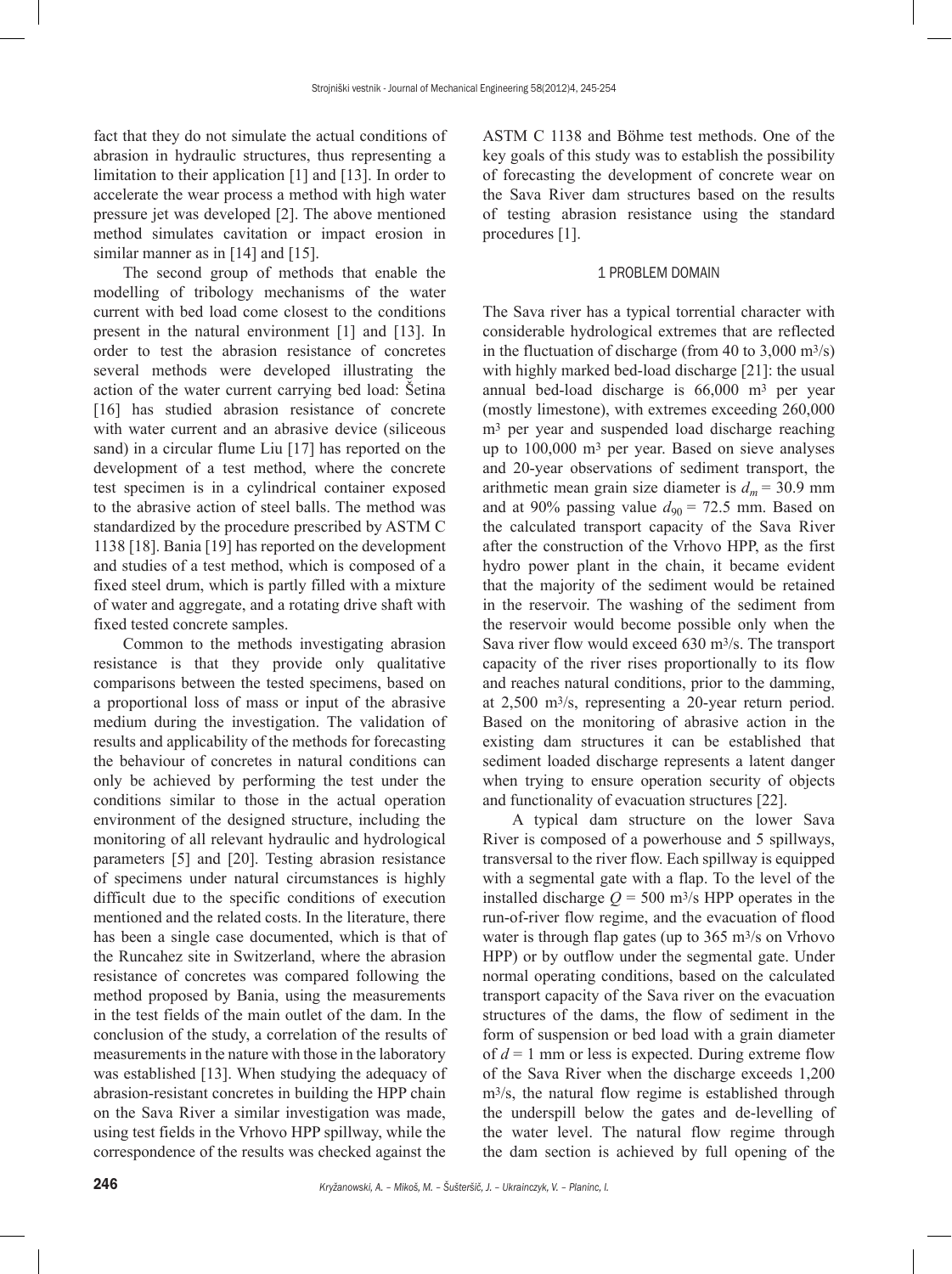fact that they do not simulate the actual conditions of abrasion in hydraulic structures, thus representing a limitation to their application [1] and [13]. In order to accelerate the wear process a method with high water pressure jet was developed [2]. The above mentioned method simulates cavitation or impact erosion in similar manner as in [14] and [15].

The second group of methods that enable the modelling of tribology mechanisms of the water current with bed load come closest to the conditions present in the natural environment [1] and [13]. In order to test the abrasion resistance of concretes several methods were developed illustrating the action of the water current carrying bed load: Šetina [16] has studied abrasion resistance of concrete with water current and an abrasive device (siliceous sand) in a circular flume Liu [17] has reported on the development of a test method, where the concrete test specimen is in a cylindrical container exposed to the abrasive action of steel balls. The method was standardized by the procedure prescribed by ASTM C 1138 [18]. Bania [19] has reported on the development and studies of a test method, which is composed of a fixed steel drum, which is partly filled with a mixture of water and aggregate, and a rotating drive shaft with fixed tested concrete samples.

Common to the methods investigating abrasion resistance is that they provide only qualitative comparisons between the tested specimens, based on a proportional loss of mass or input of the abrasive medium during the investigation. The validation of results and applicability of the methods for forecasting the behaviour of concretes in natural conditions can only be achieved by performing the test under the conditions similar to those in the actual operation environment of the designed structure, including the monitoring of all relevant hydraulic and hydrological parameters [5] and [20]. Testing abrasion resistance of specimens under natural circumstances is highly difficult due to the specific conditions of execution mentioned and the related costs. In the literature, there has been a single case documented, which is that of the Runcahez site in Switzerland, where the abrasion resistance of concretes was compared following the method proposed by Bania, using the measurements in the test fields of the main outlet of the dam. In the conclusion of the study, a correlation of the results of measurements in the nature with those in the laboratory was established [13]. When studying the adequacy of abrasion-resistant concretes in building the HPP chain on the Sava River a similar investigation was made, using test fields in the Vrhovo HPP spillway, while the correspondence of the results was checked against the ASTM C 1138 and Böhme test methods. One of the key goals of this study was to establish the possibility of forecasting the development of concrete wear on the Sava River dam structures based on the results of testing abrasion resistance using the standard procedures [1].

## 1 PROBLEM DOMAIN

The Sava river has a typical torrential character with considerable hydrological extremes that are reflected in the fluctuation of discharge (from 40 to 3,000 m³/s) with highly marked bed-load discharge [21]: the usual annual bed-load discharge is 66,000 m³ per year (mostly limestone), with extremes exceeding 260,000 m³ per year and suspended load discharge reaching up to 100,000 m³ per year. Based on sieve analyses and 20-year observations of sediment transport, the arithmetic mean grain size diameter is $d_m$ = 30.9 mm and at 90% passing value $d_{90}$ = 72.5 mm. Based on the calculated transport capacity of the Sava River after the construction of the Vrhovo HPP, as the first hydro power plant in the chain, it became evident that the majority of the sediment would be retained in the reservoir. The washing of the sediment from the reservoir would become possible only when the Sava river flow would exceed 630 m³/s. The transport capacity of the river rises proportionally to its flow and reaches natural conditions, prior to the damming, at 2,500 m³/s, representing a 20-year return period. Based on the monitoring of abrasive action in the existing dam structures it can be established that sediment loaded discharge represents a latent danger when trying to ensure operation security of objects and functionality of evacuation structures [22].

A typical dam structure on the lower Sava River is composed of a powerhouse and 5 spillways, transversal to the river flow. Each spillway is equipped with a segmental gate with a flap. To the level of the installed discharge $Q$ = 500 m³/s HPP operates in the run-of-river flow regime, and the evacuation of flood water is through flap gates (up to 365 m³/s on Vrhovo HPP) or by outflow under the segmental gate. Under normal operating conditions, based on the calculated transport capacity of the Sava river on the evacuation structures of the dams, the flow of sediment in the form of suspension or bed load with a grain diameter of $d$ = 1 mm or less is expected. During extreme flow of the Sava River when the discharge exceeds 1,200 m³/s, the natural flow regime is established through the underspill below the gates and de-levelling of the water level. The natural flow regime through the dam section is achieved by full opening of the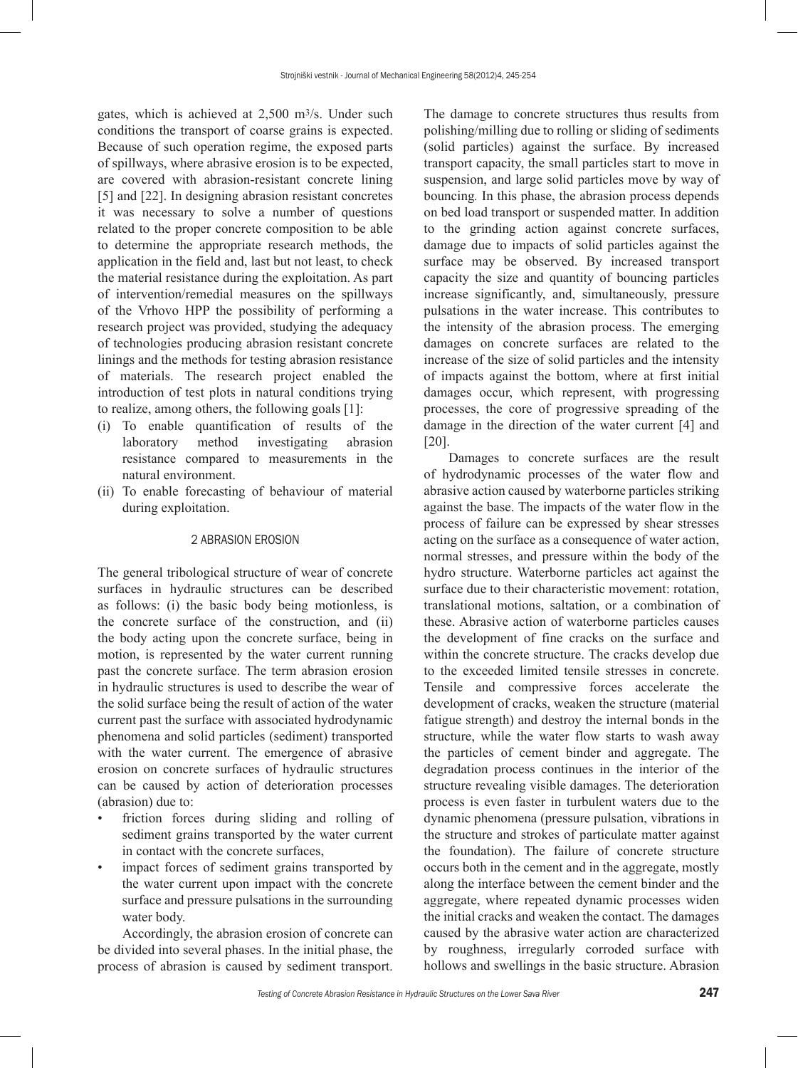gates, which is achieved at 2,500 m³/s. Under such conditions the transport of coarse grains is expected. Because of such operation regime, the exposed parts of spillways, where abrasive erosion is to be expected, are covered with abrasion-resistant concrete lining [5] and [22]. In designing abrasion resistant concretes it was necessary to solve a number of questions related to the proper concrete composition to be able to determine the appropriate research methods, the application in the field and, last but not least, to check the material resistance during the exploitation. As part of intervention/remedial measures on the spillways of the Vrhovo HPP the possibility of performing a research project was provided, studying the adequacy of technologies producing abrasion resistant concrete linings and the methods for testing abrasion resistance of materials. The research project enabled the introduction of test plots in natural conditions trying to realize, among others, the following goals [1]:

(i) To enable quantification of results of the laboratory method investigating abrasion resistance compared to measurements in the natural environment.
(ii) To enable forecasting of behaviour of material during exploitation.

## 2 ABRASION EROSION

The general tribological structure of wear of concrete surfaces in hydraulic structures can be described as follows: (i) the basic body being motionless, is the concrete surface of the construction, and (ii) the body acting upon the concrete surface, being in motion, is represented by the water current running past the concrete surface. The term abrasion erosion in hydraulic structures is used to describe the wear of the solid surface being the result of action of the water current past the surface with associated hydrodynamic phenomena and solid particles (sediment) transported with the water current. The emergence of abrasive erosion on concrete surfaces of hydraulic structures can be caused by action of deterioration processes (abrasion) due to:

- friction forces during sliding and rolling of sediment grains transported by the water current in contact with the concrete surfaces,
- impact forces of sediment grains transported by the water current upon impact with the concrete surface and pressure pulsations in the surrounding water body.

Accordingly, the abrasion erosion of concrete can be divided into several phases. In the initial phase, the process of abrasion is caused by sediment transport. The damage to concrete structures thus results from polishing/milling due to rolling or sliding of sediments (solid particles) against the surface. By increased transport capacity, the small particles start to move in suspension, and large solid particles move by way of bouncing. In this phase, the abrasion process depends on bed load transport or suspended matter. In addition to the grinding action against concrete surfaces, damage due to impacts of solid particles against the surface may be observed. By increased transport capacity the size and quantity of bouncing particles increase significantly, and, simultaneously, pressure pulsations in the water increase. This contributes to the intensity of the abrasion process. The emerging damages on concrete surfaces are related to the increase of the size of solid particles and the intensity of impacts against the bottom, where at first initial damages occur, which represent, with progressing processes, the core of progressive spreading of the damage in the direction of the water current [4] and [20].

Damages to concrete surfaces are the result of hydrodynamic processes of the water flow and abrasive action caused by waterborne particles striking against the base. The impacts of the water flow in the process of failure can be expressed by shear stresses acting on the surface as a consequence of water action, normal stresses, and pressure within the body of the hydro structure. Waterborne particles act against the surface due to their characteristic movement: rotation, translational motions, saltation, or a combination of these. Abrasive action of waterborne particles causes the development of fine cracks on the surface and within the concrete structure. The cracks develop due to the exceeded limited tensile stresses in concrete. Tensile and compressive forces accelerate the development of cracks, weaken the structure (material fatigue strength) and destroy the internal bonds in the structure, while the water flow starts to wash away the particles of cement binder and aggregate. The degradation process continues in the interior of the structure revealing visible damages. The deterioration process is even faster in turbulent waters due to the dynamic phenomena (pressure pulsation, vibrations in the structure and strokes of particulate matter against the foundation). The failure of concrete structure occurs both in the cement and in the aggregate, mostly along the interface between the cement binder and the aggregate, where repeated dynamic processes widen the initial cracks and weaken the contact. The damages caused by the abrasive water action are characterized by roughness, irregularly corroded surface with hollows and swellings in the basic structure. Abrasion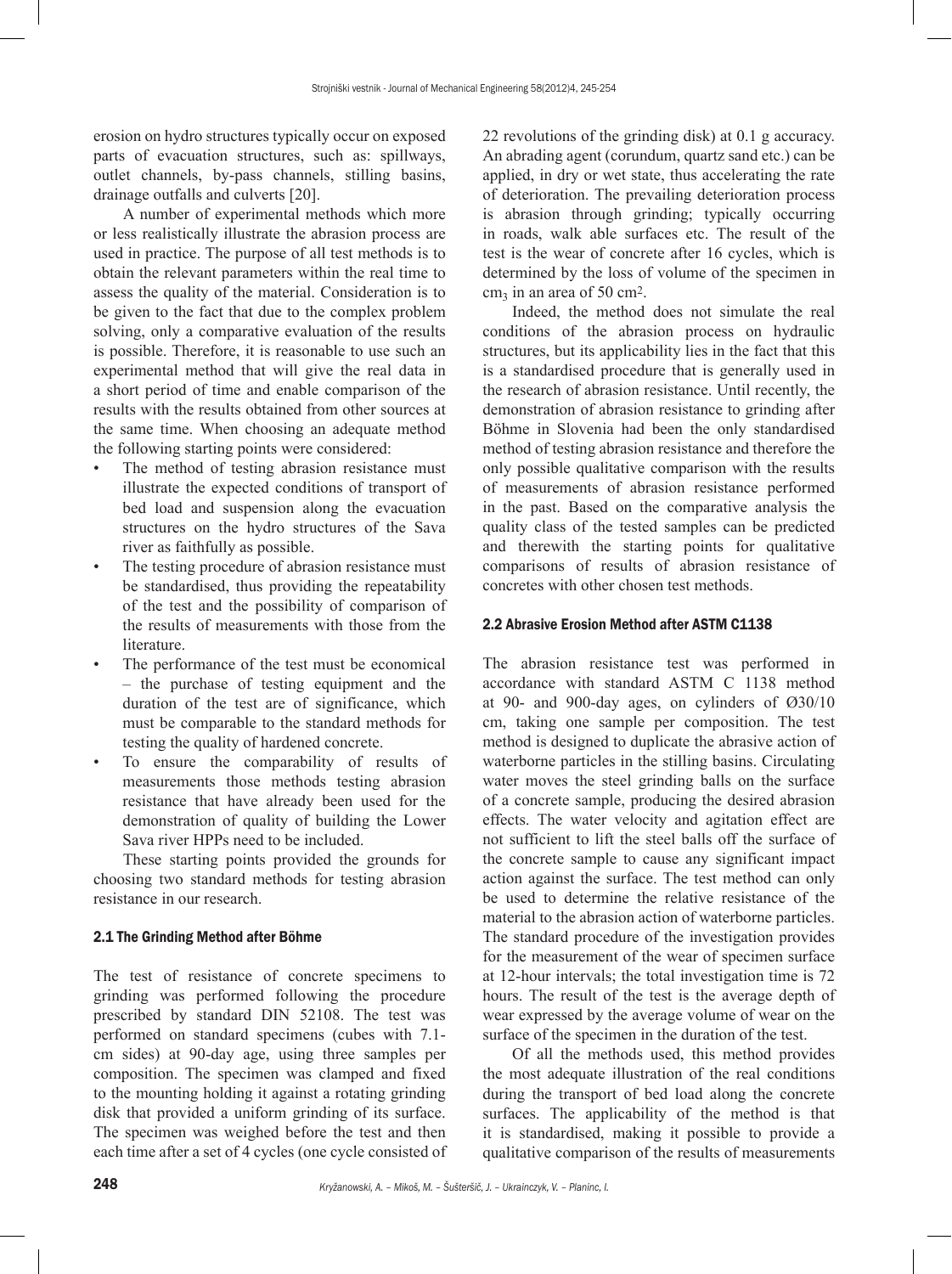erosion on hydro structures typically occur on exposed parts of evacuation structures, such as: spillways, outlet channels, by-pass channels, stilling basins, drainage outfalls and culverts [20].

A number of experimental methods which more or less realistically illustrate the abrasion process are used in practice. The purpose of all test methods is to obtain the relevant parameters within the real time to assess the quality of the material. Consideration is to be given to the fact that due to the complex problem solving, only a comparative evaluation of the results is possible. Therefore, it is reasonable to use such an experimental method that will give the real data in a short period of time and enable comparison of the results with the results obtained from other sources at the same time. When choosing an adequate method the following starting points were considered:

- The method of testing abrasion resistance must illustrate the expected conditions of transport of bed load and suspension along the evacuation structures on the hydro structures of the Sava river as faithfully as possible.
- The testing procedure of abrasion resistance must be standardised, thus providing the repeatability of the test and the possibility of comparison of the results of measurements with those from the literature.
- The performance of the test must be economical – the purchase of testing equipment and the duration of the test are of significance, which must be comparable to the standard methods for testing the quality of hardened concrete.
- To ensure the comparability of results of measurements those methods testing abrasion resistance that have already been used for the demonstration of quality of building the Lower Sava river HPPs need to be included.

These starting points provided the grounds for choosing two standard methods for testing abrasion resistance in our research.

### 2.1 The Grinding Method after Böhme

The test of resistance of concrete specimens to grinding was performed following the procedure prescribed by standard DIN 52108. The test was performed on standard specimens (cubes with 7.1-cm sides) at 90-day age, using three samples per composition. The specimen was clamped and fixed to the mounting holding it against a rotating grinding disk that provided a uniform grinding of its surface. The specimen was weighed before the test and then each time after a set of 4 cycles (one cycle consisted of 22 revolutions of the grinding disk) at 0.1 g accuracy. An abrading agent (corundum, quartz sand etc.) can be applied, in dry or wet state, thus accelerating the rate of deterioration. The prevailing deterioration process is abrasion through grinding; typically occurring in roads, walk able surfaces etc. The result of the test is the wear of concrete after 16 cycles, which is determined by the loss of volume of the specimen in $cm_3$ in an area of 50 $cm^2$.

Indeed, the method does not simulate the real conditions of the abrasion process on hydraulic structures, but its applicability lies in the fact that this is a standardised procedure that is generally used in the research of abrasion resistance. Until recently, the demonstration of abrasion resistance to grinding after Böhme in Slovenia had been the only standardised method of testing abrasion resistance and therefore the only possible qualitative comparison with the results of measurements of abrasion resistance performed in the past. Based on the comparative analysis the quality class of the tested samples can be predicted and therewith the starting points for qualitative comparisons of results of abrasion resistance of concretes with other chosen test methods.

### 2.2 Abrasive Erosion Method after ASTM C1138

The abrasion resistance test was performed in accordance with standard ASTM C 1138 method at 90- and 900-day ages, on cylinders of Ø30/10 cm, taking one sample per composition. The test method is designed to duplicate the abrasive action of waterborne particles in the stilling basins. Circulating water moves the steel grinding balls on the surface of a concrete sample, producing the desired abrasion effects. The water velocity and agitation effect are not sufficient to lift the steel balls off the surface of the concrete sample to cause any significant impact action against the surface. The test method can only be used to determine the relative resistance of the material to the abrasion action of waterborne particles. The standard procedure of the investigation provides for the measurement of the wear of specimen surface at 12-hour intervals; the total investigation time is 72 hours. The result of the test is the average depth of wear expressed by the average volume of wear on the surface of the specimen in the duration of the test.

Of all the methods used, this method provides the most adequate illustration of the real conditions during the transport of bed load along the concrete surfaces. The applicability of the method is that it is standardised, making it possible to provide a qualitative comparison of the results of measurements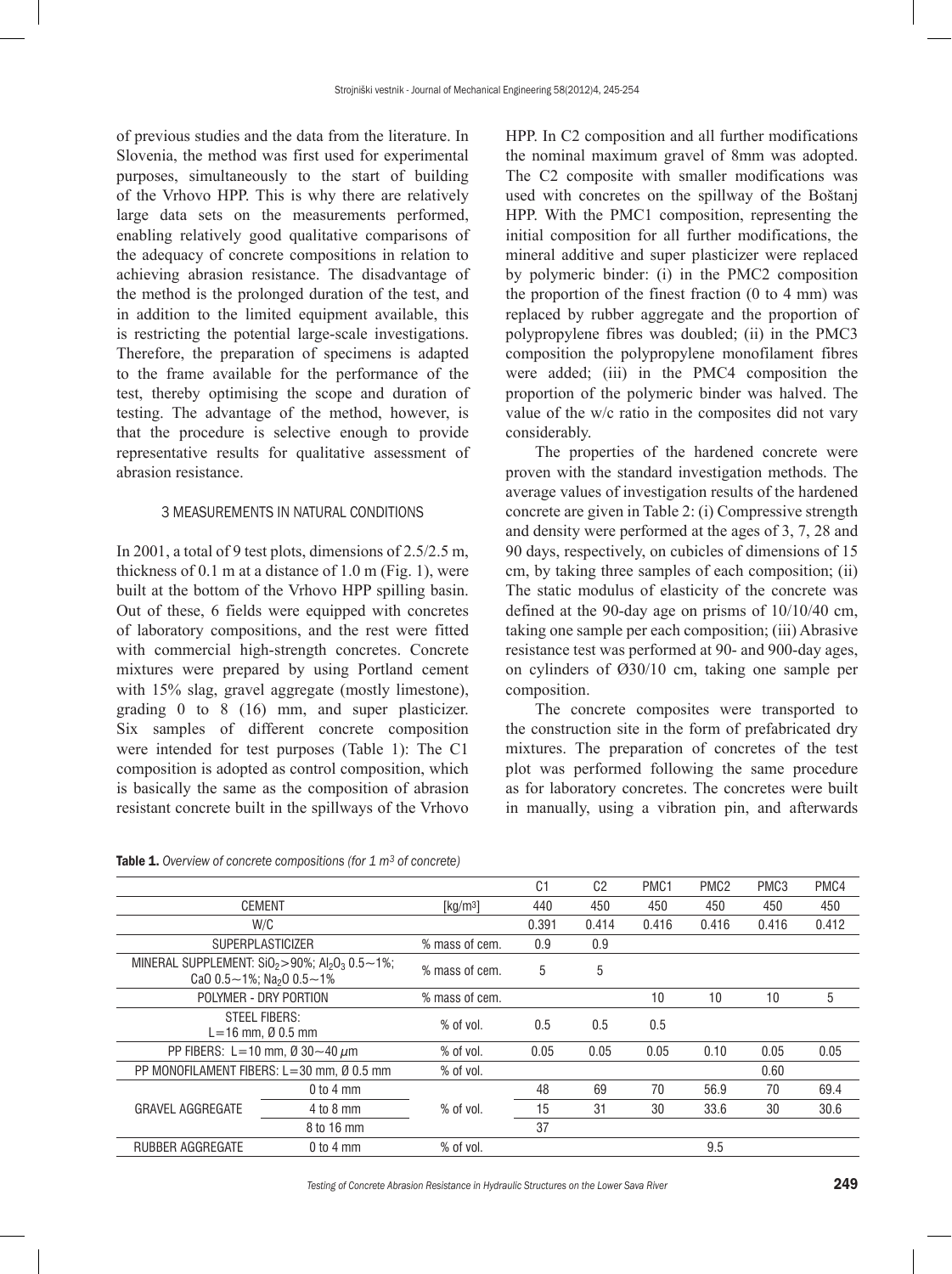of previous studies and the data from the literature. In Slovenia, the method was first used for experimental purposes, simultaneously to the start of building of the Vrhovo HPP. This is why there are relatively large data sets on the measurements performed, enabling relatively good qualitative comparisons of the adequacy of concrete compositions in relation to achieving abrasion resistance. The disadvantage of the method is the prolonged duration of the test, and in addition to the limited equipment available, this is restricting the potential large-scale investigations. Therefore, the preparation of specimens is adapted to the frame available for the performance of the test, thereby optimising the scope and duration of testing. The advantage of the method, however, is that the procedure is selective enough to provide representative results for qualitative assessment of abrasion resistance.

## 3 MEASUREMENTS IN NATURAL CONDITIONS

In 2001, a total of 9 test plots, dimensions of 2.5/2.5 m, thickness of 0.1 m at a distance of 1.0 m (Fig. 1), were built at the bottom of the Vrhovo HPP spilling basin. Out of these, 6 fields were equipped with concretes of laboratory compositions, and the rest were fitted with commercial high-strength concretes. Concrete mixtures were prepared by using Portland cement with 15% slag, gravel aggregate (mostly limestone), grading 0 to 8 (16) mm, and super plasticizer. Six samples of different concrete composition were intended for test purposes (Table 1): The C1 composition is adopted as control composition, which is basically the same as the composition of abrasion resistant concrete built in the spillways of the Vrhovo HPP. In C2 composition and all further modifications the nominal maximum gravel of 8mm was adopted. The C2 composite with smaller modifications was used with concretes on the spillway of the Boštanj HPP. With the PMC1 composition, representing the initial composition for all further modifications, the mineral additive and super plasticizer were replaced by polymeric binder: (i) in the PMC2 composition the proportion of the finest fraction (0 to 4 mm) was replaced by rubber aggregate and the proportion of polypropylene fibres was doubled; (ii) in the PMC3 composition the polypropylene monofilament fibres were added; (iii) in the PMC4 composition the proportion of the polymeric binder was halved. The value of the w/c ratio in the composites did not vary considerably.

The properties of the hardened concrete were proven with the standard investigation methods. The average values of investigation results of the hardened concrete are given in Table 2: (i) Compressive strength and density were performed at the ages of 3, 7, 28 and 90 days, respectively, on cubicles of dimensions of 15 cm, by taking three samples of each composition; (ii) The static modulus of elasticity of the concrete was defined at the 90-day age on prisms of 10/10/40 cm, taking one sample per each composition; (iii) Abrasive resistance test was performed at 90- and 900-day ages, on cylinders of Ø30/10 cm, taking one sample per composition.

The concrete composites were transported to the construction site in the form of prefabricated dry mixtures. The preparation of concretes of the test plot was performed following the same procedure as for laboratory concretes. The concretes were built in manually, using a vibration pin, and afterwards

**Table 1.** *Overview of concrete compositions (for 1 $m^3$ of concrete)*

| | | | C1 | C2 | PMC1 | PMC2 | PMC3 | PMC4 |
|---|---|---|---|---|---|---|---|---|
| CEMENT | | [$kg/m^3$] | 440 | 450 | 450 | 450 | 450 | 450 |
| W/C | | | 0.391 | 0.414 | 0.416 | 0.416 | 0.416 | 0.412 |
| SUPERPLASTICIZER | | % mass of cem. | 0.9 | 0.9 | | | | |
| MINERAL SUPPLEMENT: $SiO_2$ > 90%; $Al_2O_3$ 0.5~1%; CaO 0.5~1%; $Na_2O$ 0.5~1% | | % mass of cem. | 5 | 5 | | | | |
| POLYMER - DRY PORTION | | % mass of cem. | | | 10 | 10 | 10 | 5 |
| STEEL FIBERS: L=16 mm, Ø 0.5 mm | | % of vol. | 0.5 | 0.5 | 0.5 | | | |
| PP FIBERS: L=10 mm, Ø 30~40 μm | | % of vol. | 0.05 | 0.05 | 0.05 | 0.10 | 0.05 | 0.05 |
| PP MONOFILAMENT FIBERS: L=30 mm, Ø 0.5 mm | | % of vol. | | | | | 0.60 | |
| GRAVEL AGGREGATE | 0 to 4 mm | % of vol. | 48 | 69 | 70 | 56.9 | 70 | 69.4 |
| | 4 to 8 mm | | 15 | 31 | 30 | 33.6 | 30 | 30.6 |
| | 8 to 16 mm | | 37 | | | | | |
| RUBBER AGGREGATE | 0 to 4 mm | % of vol. | | | | 9.5 | | |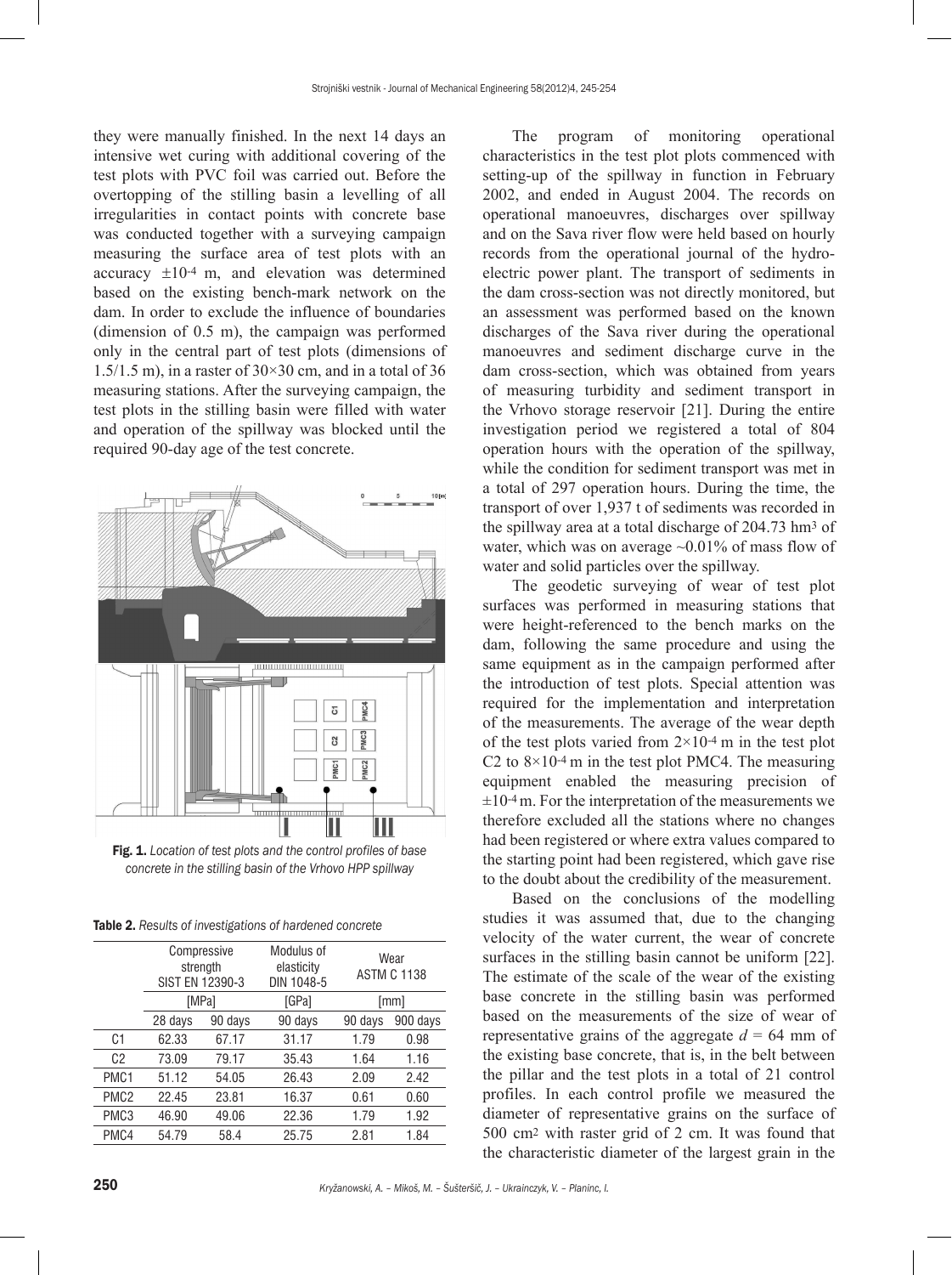they were manually finished. In the next 14 days an intensive wet curing with additional covering of the test plots with PVC foil was carried out. Before the overtopping of the stilling basin a levelling of all irregularities in contact points with concrete base was conducted together with a surveying campaign measuring the surface area of test plots with an accuracy $\pm 10^{-4}$ m, and elevation was determined based on the existing bench-mark network on the dam. In order to exclude the influence of boundaries (dimension of 0.5 m), the campaign was performed only in the central part of test plots (dimensions of 1.5/1.5 m), in a raster of 30×30 cm, and in a total of 36 measuring stations. After the surveying campaign, the test plots in the stilling basin were filled with water and operation of the spillway was blocked until the required 90-day age of the test concrete.

**Fig. 1.** *Location of test plots and the control profiles of base concrete in the stilling basin of the Vrhovo HPP spillway*

**Table 2.** *Results of investigations of hardened concrete*

| | Compressive strength SIST EN 12390-3 | | Modulus of elasticity DIN 1048-5 | Wear ASTM C 1138 | |
|---|---|---|---|---|---|
| | [MPa] | | [GPa] | [mm] | |
| | 28 days | 90 days | 90 days | 90 days | 900 days |
| C1 | 62.33 | 67.17 | 31.17 | 1.79 | 0.98 |
| C2 | 73.09 | 79.17 | 35.43 | 1.64 | 1.16 |
| PMC1 | 51.12 | 54.05 | 26.43 | 2.09 | 2.42 |
| PMC2 | 22.45 | 23.81 | 16.37 | 0.61 | 0.60 |
| PMC3 | 46.90 | 49.06 | 22.36 | 1.79 | 1.92 |
| PMC4 | 54.79 | 58.4 | 25.75 | 2.81 | 1.84 |

The program of monitoring operational characteristics in the test plot plots commenced with setting-up of the spillway in function in February 2002, and ended in August 2004. The records on operational manoeuvres, discharges over spillway and on the Sava river flow were held based on hourly records from the operational journal of the hydro-electric power plant. The transport of sediments in the dam cross-section was not directly monitored, but an assessment was performed based on the known discharges of the Sava river during the operational manoeuvres and sediment discharge curve in the dam cross-section, which was obtained from years of measuring turbidity and sediment transport in the Vrhovo storage reservoir [21]. During the entire investigation period we registered a total of 804 operation hours with the operation of the spillway, while the condition for sediment transport was met in a total of 297 operation hours. During the time, the transport of over 1,937 t of sediments was recorded in the spillway area at a total discharge of 204.73 $hm^3$ of water, which was on average ~0.01% of mass flow of water and solid particles over the spillway.

The geodetic surveying of wear of test plot surfaces was performed in measuring stations that were height-referenced to the bench marks on the dam, following the same procedure and using the same equipment as in the campaign performed after the introduction of test plots. Special attention was required for the implementation and interpretation of the measurements. The average of the wear depth of the test plots varied from $2\times10^{-4}$ m in the test plot C2 to $8\times10^{-4}$ m in the test plot PMC4. The measuring equipment enabled the measuring precision of $\pm 10^{-4}$ m. For the interpretation of the measurements we therefore excluded all the stations where no changes had been registered or where extra values compared to the starting point had been registered, which gave rise to the doubt about the credibility of the measurement.

Based on the conclusions of the modelling studies it was assumed that, due to the changing velocity of the water current, the wear of concrete surfaces in the stilling basin cannot be uniform [22]. The estimate of the scale of the wear of the existing base concrete in the stilling basin was performed based on the measurements of the size of wear of representative grains of the aggregate $d$ = 64 mm of the existing base concrete, that is, in the belt between the pillar and the test plots in a total of 21 control profiles. In each control profile we measured the diameter of representative grains on the surface of 500 $cm^2$ with raster grid of 2 cm. It was found that the characteristic diameter of the largest grain in the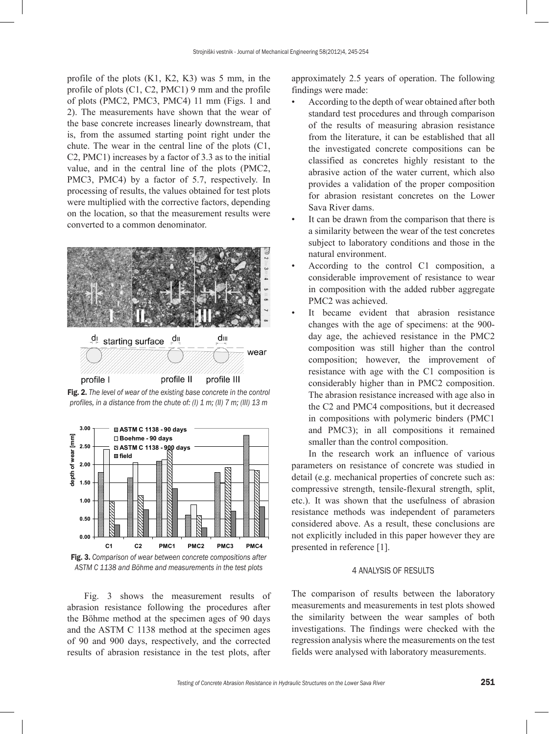profile of the plots (K1, K2, K3) was 5 mm, in the profile of plots (C1, C2, PMC1) 9 mm and the profile of plots (PMC2, PMC3, PMC4) 11 mm (Figs. 1 and 2). The measurements have shown that the wear of the base concrete increases linearly downstream, that is, from the assumed starting point right under the chute. The wear in the central line of the plots (C1, C2, PMC1) increases by a factor of 3.3 as to the initial value, and in the central line of the plots (PMC2, PMC3, PMC4) by a factor of 5.7, respectively. In processing of results, the values obtained for test plots were multiplied with the corrective factors, depending on the location, so that the measurement results were converted to a common denominator.

**Fig. 2.** *The level of wear of the existing base concrete in the control profiles, in a distance from the chute of: (I) 1 m; (II) 7 m; (III) 13 m*

**Fig. 3.** *Comparison of wear between concrete compositions after ASTM C 1138 and Böhme and measurements in the test plots*

Fig. 3 shows the measurement results of abrasion resistance following the procedures after the Böhme method at the specimen ages of 90 days and the ASTM C 1138 method at the specimen ages of 90 and 900 days, respectively, and the corrected results of abrasion resistance in the test plots, after approximately 2.5 years of operation. The following findings were made:

- According to the depth of wear obtained after both standard test procedures and through comparison of the results of measuring abrasion resistance from the literature, it can be established that all the investigated concrete compositions can be classified as concretes highly resistant to the abrasive action of the water current, which also provides a validation of the proper composition for abrasion resistant concretes on the Lower Sava River dams.
- It can be drawn from the comparison that there is a similarity between the wear of the test concretes subject to laboratory conditions and those in the natural environment.
- According to the control C1 composition, a considerable improvement of resistance to wear in composition with the added rubber aggregate PMC2 was achieved.
- It became evident that abrasion resistance changes with the age of specimens: at the 900-day age, the achieved resistance in the PMC2 composition was still higher than the control composition; however, the improvement of resistance with age with the C1 composition is considerably higher than in PMC2 composition. The abrasion resistance increased with age also in the C2 and PMC4 compositions, but it decreased in compositions with polymeric binders (PMC1 and PMC3); in all compositions it remained smaller than the control composition.

In the research work an influence of various parameters on resistance of concrete was studied in detail (e.g. mechanical properties of concrete such as: compressive strength, tensile-flexural strength, split, etc.). It was shown that the usefulness of abrasion resistance methods was independent of parameters considered above. As a result, these conclusions are not explicitly included in this paper however they are presented in reference [1].

## 4 ANALYSIS OF RESULTS

The comparison of results between the laboratory measurements and measurements in test plots showed the similarity between the wear samples of both investigations. The findings were checked with the regression analysis where the measurements on the test fields were analysed with laboratory measurements.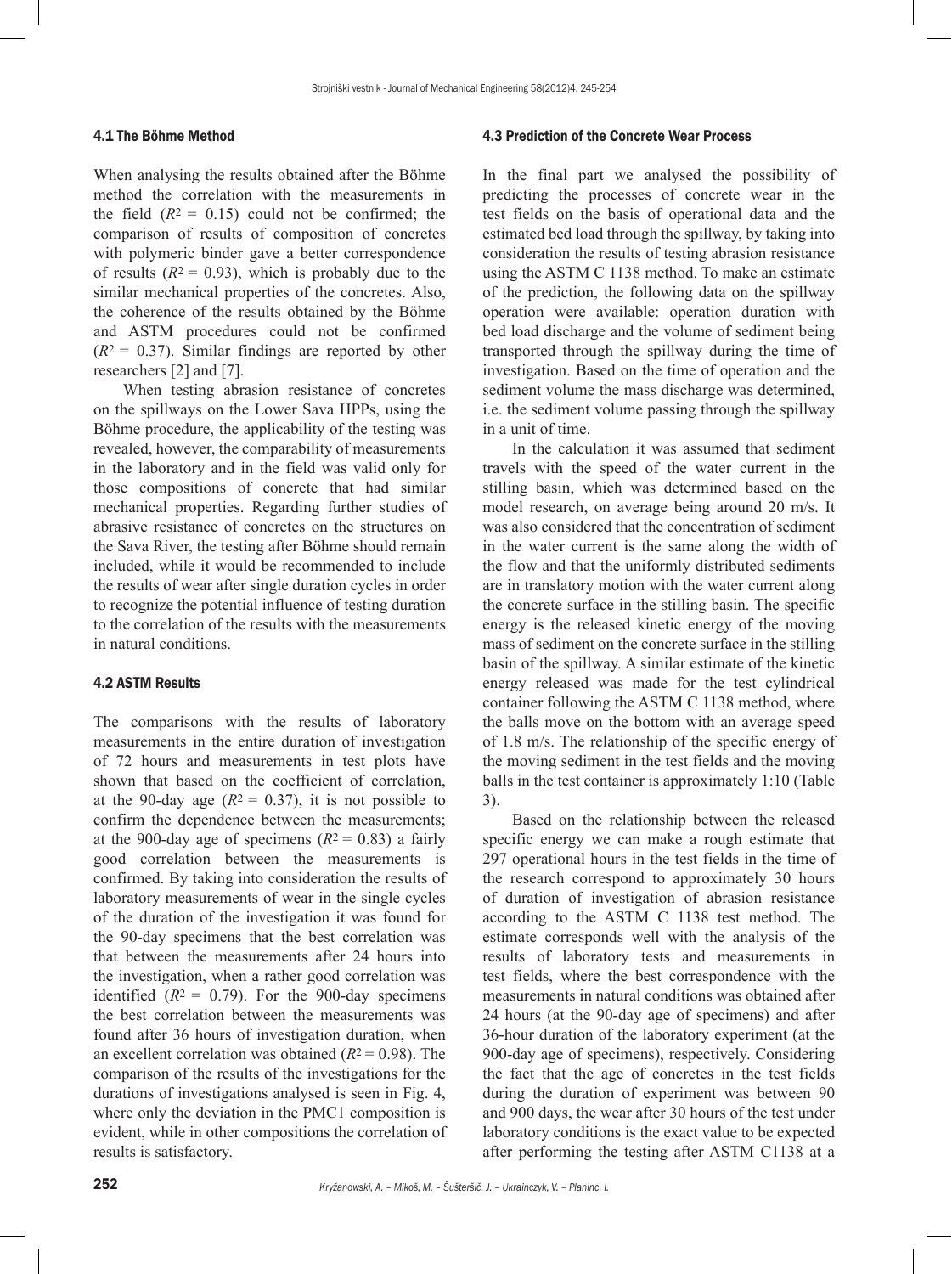### 4.1 The Böhme Method

When analysing the results obtained after the Böhme method the correlation with the measurements in the field ($R^2$ = 0.15) could not be confirmed; the comparison of results of composition of concretes with polymeric binder gave a better correspondence of results ($R^2$ = 0.93), which is probably due to the similar mechanical properties of the concretes. Also, the coherence of the results obtained by the Böhme and ASTM procedures could not be confirmed ($R^2$ = 0.37). Similar findings are reported by other researchers [2] and [7].

When testing abrasion resistance of concretes on the spillways on the Lower Sava HPPs, using the Böhme procedure, the applicability of the testing was revealed, however, the comparability of measurements in the laboratory and in the field was valid only for those compositions of concrete that had similar mechanical properties. Regarding further studies of abrasive resistance of concretes on the structures on the Sava River, the testing after Böhme should remain included, while it would be recommended to include the results of wear after single duration cycles in order to recognize the potential influence of testing duration to the correlation of the results with the measurements in natural conditions.

### 4.2 ASTM Results

The comparisons with the results of laboratory measurements in the entire duration of investigation of 72 hours and measurements in test plots have shown that based on the coefficient of correlation, at the 90-day age ($R^2$ = 0.37), it is not possible to confirm the dependence between the measurements; at the 900-day age of specimens ($R^2$ = 0.83) a fairly good correlation between the measurements is confirmed. By taking into consideration the results of laboratory measurements of wear in the single cycles of the duration of the investigation it was found for the 90-day specimens that the best correlation was that between the measurements after 24 hours into the investigation, when a rather good correlation was identified ($R^2$ = 0.79). For the 900-day specimens the best correlation between the measurements was found after 36 hours of investigation duration, when an excellent correlation was obtained ($R^2$ = 0.98). The comparison of the results of the investigations for the durations of investigations analysed is seen in Fig. 4, where only the deviation in the PMC1 composition is evident, while in other compositions the correlation of results is satisfactory.

### 4.3 Prediction of the Concrete Wear Process

In the final part we analysed the possibility of predicting the processes of concrete wear in the test fields on the basis of operational data and the estimated bed load through the spillway, by taking into consideration the results of testing abrasion resistance using the ASTM C 1138 method. To make an estimate of the prediction, the following data on the spillway operation were available: operation duration with bed load discharge and the volume of sediment being transported through the spillway during the time of investigation. Based on the time of operation and the sediment volume the mass discharge was determined, i.e. the sediment volume passing through the spillway in a unit of time.

In the calculation it was assumed that sediment travels with the speed of the water current in the stilling basin, which was determined based on the model research, on average being around 20 m/s. It was also considered that the concentration of sediment in the water current is the same along the width of the flow and that the uniformly distributed sediments are in translatory motion with the water current along the concrete surface in the stilling basin. The specific energy is the released kinetic energy of the moving mass of sediment on the concrete surface in the stilling basin of the spillway. A similar estimate of the kinetic energy released was made for the test cylindrical container following the ASTM C 1138 method, where the balls move on the bottom with an average speed of 1.8 m/s. The relationship of the specific energy of the moving sediment in the test fields and the moving balls in the test container is approximately 1:10 (Table 3).

Based on the relationship between the released specific energy we can make a rough estimate that 297 operational hours in the test fields in the time of the research correspond to approximately 30 hours of duration of investigation of abrasion resistance according to the ASTM C 1138 test method. The estimate corresponds well with the analysis of the results of laboratory tests and measurements in test fields, where the best correspondence with the measurements in natural conditions was obtained after 24 hours (at the 90-day age of specimens) and after 36-hour duration of the laboratory experiment (at the 900-day age of specimens), respectively. Considering the fact that the age of concretes in the test fields during the duration of experiment was between 90 and 900 days, the wear after 30 hours of the test under laboratory conditions is the exact value to be expected after performing the testing after ASTM C1138 at a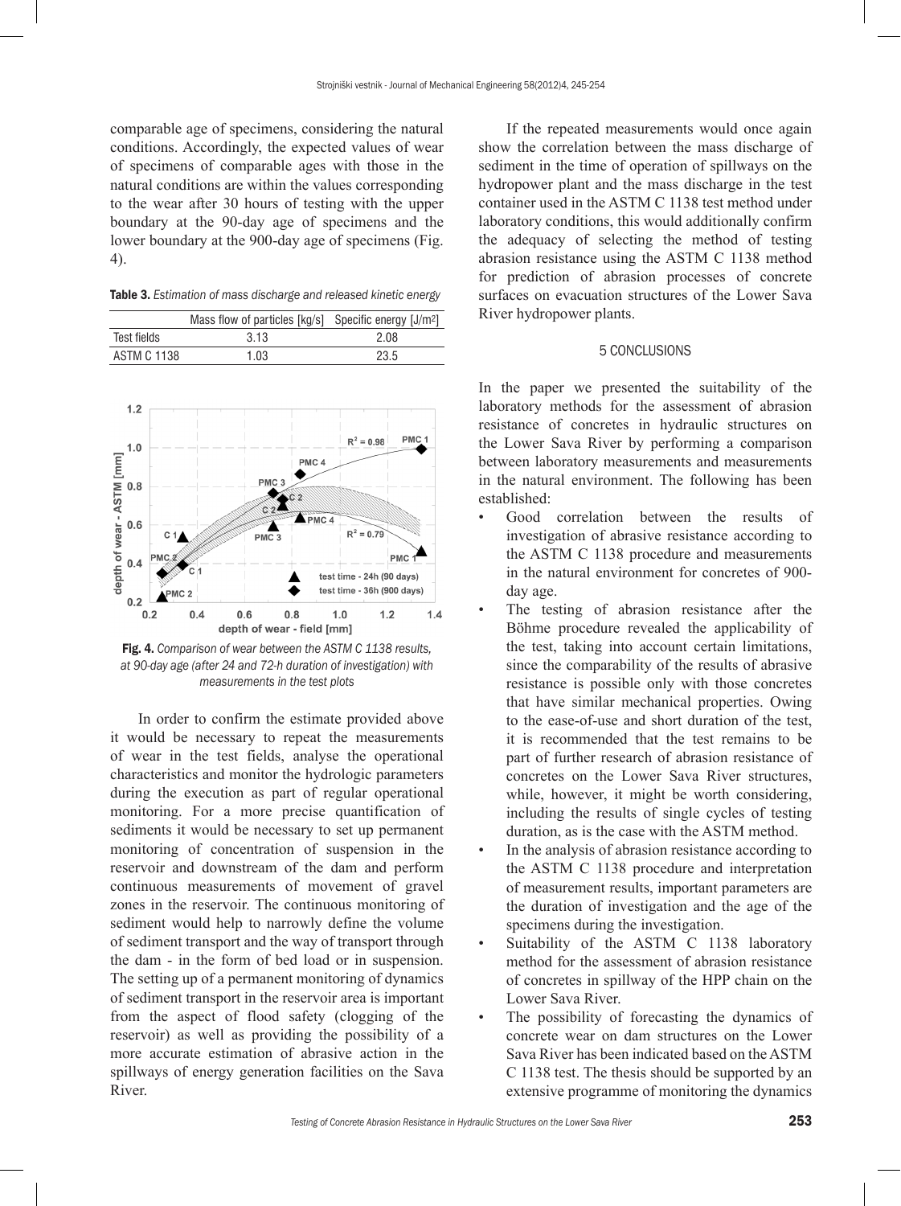comparable age of specimens, considering the natural conditions. Accordingly, the expected values of wear of specimens of comparable ages with those in the natural conditions are within the values corresponding to the wear after 30 hours of testing with the upper boundary at the 90-day age of specimens and the lower boundary at the 900-day age of specimens (Fig. 4).

**Table 3.** *Estimation of mass discharge and released kinetic energy*

| | Mass flow of particles [kg/s] | Specific energy [J/m²] |
|---|---|---|
| Test fields | 3.13 | 2.08 |
| ASTM C 1138 | 1.03 | 23.5 |

**Fig. 4.** *Comparison of wear between the ASTM C 1138 results, at 90-day age (after 24 and 72-h duration of investigation) with measurements in the test plots*

In order to confirm the estimate provided above it would be necessary to repeat the measurements of wear in the test fields, analyse the operational characteristics and monitor the hydrologic parameters during the execution as part of regular operational monitoring. For a more precise quantification of sediments it would be necessary to set up permanent monitoring of concentration of suspension in the reservoir and downstream of the dam and perform continuous measurements of movement of gravel zones in the reservoir. The continuous monitoring of sediment would help to narrowly define the volume of sediment transport and the way of transport through the dam - in the form of bed load or in suspension. The setting up of a permanent monitoring of dynamics of sediment transport in the reservoir area is important from the aspect of flood safety (clogging of the reservoir) as well as providing the possibility of a more accurate estimation of abrasive action in the spillways of energy generation facilities on the Sava River.

If the repeated measurements would once again show the correlation between the mass discharge of sediment in the time of operation of spillways on the hydropower plant and the mass discharge in the test container used in the ASTM C 1138 test method under laboratory conditions, this would additionally confirm the adequacy of selecting the method of testing abrasion resistance using the ASTM C 1138 method for prediction of abrasion processes of concrete surfaces on evacuation structures of the Lower Sava River hydropower plants.

## 5 CONCLUSIONS

In the paper we presented the suitability of the laboratory methods for the assessment of abrasion resistance of concretes in hydraulic structures on the Lower Sava River by performing a comparison between laboratory measurements and measurements in the natural environment. The following has been established:

- Good correlation between the results of investigation of abrasive resistance according to the ASTM C 1138 procedure and measurements in the natural environment for concretes of 900-day age.
- The testing of abrasion resistance after the Böhme procedure revealed the applicability of the test, taking into account certain limitations, since the comparability of the results of abrasive resistance is possible only with those concretes that have similar mechanical properties. Owing to the ease-of-use and short duration of the test, it is recommended that the test remains to be part of further research of abrasion resistance of concretes on the Lower Sava River structures, while, however, it might be worth considering, including the results of single cycles of testing duration, as is the case with the ASTM method.
- In the analysis of abrasion resistance according to the ASTM C 1138 procedure and interpretation of measurement results, important parameters are the duration of investigation and the age of the specimens during the investigation.
- Suitability of the ASTM C 1138 laboratory method for the assessment of abrasion resistance of concretes in spillway of the HPP chain on the Lower Sava River.
- The possibility of forecasting the dynamics of concrete wear on dam structures on the Lower Sava River has been indicated based on the ASTM C 1138 test. The thesis should be supported by an extensive programme of monitoring the dynamics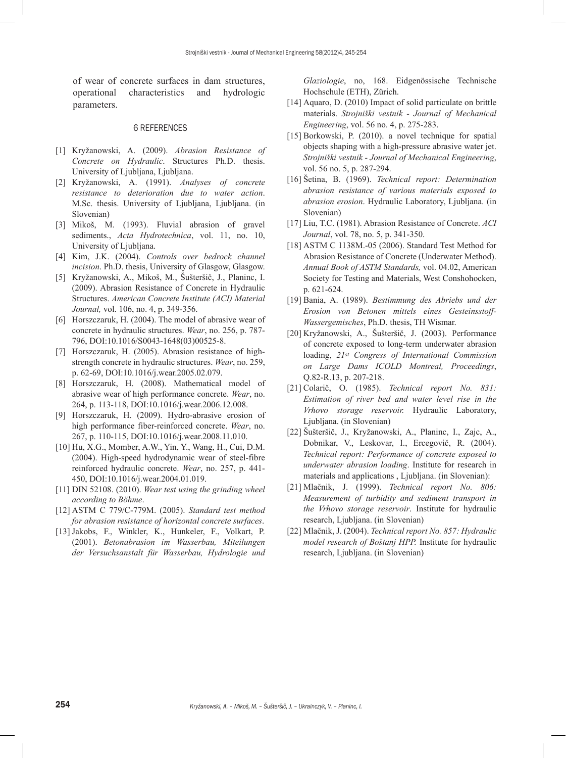of wear of concrete surfaces in dam structures, operational characteristics and hydrologic parameters.

## 6 REFERENCES

[1] Kryžanowski, A. (2009). *Abrasion Resistance of Concrete on Hydraulic*. Structures Ph.D. thesis. University of Ljubljana, Ljubljana.

[2] Kryžanowski, A. (1991). *Analyses of concrete resistance to deterioration due to water action*. M.Sc. thesis. University of Ljubljana, Ljubljana. (in Slovenian)

[3] Mikoš, M. (1993). Fluvial abrasion of gravel sediments., *Acta Hydrotechnica*, vol. 11, no. 10, University of Ljubljana.

[4] Kim, J.K. (2004). *Controls over bedrock channel incision*. Ph.D. thesis, University of Glasgow, Glasgow.

[5] Kryžanowski, A., Mikoš, M., Šušteršič, J., Planinc, I. (2009). Abrasion Resistance of Concrete in Hydraulic Structures. *American Concrete Institute (ACI) Material Journal,* vol. 106, no. 4, p. 349-356.

[6] Horszczaruk, H. (2004). The model of abrasive wear of concrete in hydraulic structures. *Wear*, no. 256, p. 787-796, DOI:10.1016/S0043-1648(03)00525-8.

[7] Horszczaruk, H. (2005). Abrasion resistance of high-strength concrete in hydraulic structures. *Wear*, no. 259, p. 62-69, DOI:10.1016/j.wear.2005.02.079.

[8] Horszczaruk, H. (2008). Mathematical model of abrasive wear of high performance concrete. *Wear*, no. 264, p. 113-118, DOI:10.1016/j.wear.2006.12.008.

[9] Horszczaruk, H. (2009). Hydro-abrasive erosion of high performance fiber-reinforced concrete. *Wear*, no. 267, p. 110-115, DOI:10.1016/j.wear.2008.11.010.

[10] Hu, X.G., Momber, A.W., Yin, Y., Wang, H., Cui, D.M. (2004). High-speed hydrodynamic wear of steel-fibre reinforced hydraulic concrete. *Wear*, no. 257, p. 441-450, DOI:10.1016/j.wear.2004.01.019.

[11] DIN 52108. (2010). *Wear test using the grinding wheel according to Böhme*.

[12] ASTM C 779/C-779M. (2005). *Standard test method for abrasion resistance of horizontal concrete surfaces*.

[13] Jakobs, F., Winkler, K., Hunkeler, F., Volkart, P. (2001). *Betonabrasion im Wasserbau, Miteilungen der Versuchsanstalt für Wasserbau, Hydrologie und Glaziologie*, no, 168. Eidgenössische Technische Hochschule (ETH), Zürich.

[14] Aquaro, D. (2010) Impact of solid particulate on brittle materials. *Strojniški vestnik - Journal of Mechanical Engineering*, vol. 56 no. 4, p. 275-283.

[15] Borkowski, P. (2010). a novel technique for spatial objects shaping with a high-pressure abrasive water jet. *Strojniški vestnik - Journal of Mechanical Engineering*, vol. 56 no. 5, p. 287-294.

[16] Šetina, B. (1969). *Technical report: Determination abrasion resistance of various materials exposed to abrasion erosion*. Hydraulic Laboratory, Ljubljana. (in Slovenian)

[17] Liu, T.C. (1981). Abrasion Resistance of Concrete. *ACI Journal*, vol. 78, no. 5, p. 341-350.

[18] ASTM C 1138M.-05 (2006). Standard Test Method for Abrasion Resistance of Concrete (Underwater Method). *Annual Book of ASTM Standards,* vol. 04.02, American Society for Testing and Materials, West Conshohocken, p. 621-624.

[19] Bania, A. (1989). *Bestimmung des Abriebs und der Erosion von Betonen mittels eines Gesteinsstoff-Wassergemisches*, Ph.D. thesis, TH Wismar.

[20] Kryžanowski, A., Šušteršič, J. (2003). Performance of concrete exposed to long-term underwater abrasion loading, *21st Congress of International Commission on Large Dams ICOLD Montreal, Proceedings*, Q.82-R.13, p. 207-218.

[21] Colarič, O. (1985). *Technical report No. 831: Estimation of river bed and water level rise in the Vrhovo storage reservoir.* Hydraulic Laboratory, Ljubljana. (in Slovenian)

[22] Šušteršič, J., Kryžanowski, A., Planinc, I., Zajc, A., Dobnikar, V., Leskovar, I., Ercegovič, R. (2004). *Technical report: Performance of concrete exposed to underwater abrasion loading*. Institute for research in materials and applications , Ljubljana. (in Slovenian):

[21] Mlačnik, J. (1999). *Technical report No. 806: Measurement of turbidity and sediment transport in the Vrhovo storage reservoir*. Institute for hydraulic research, Ljubljana. (in Slovenian)

[22] Mlačnik, J. (2004). *Technical report No. 857: Hydraulic model research of Boštanj HPP.* Institute for hydraulic research, Ljubljana. (in Slovenian)